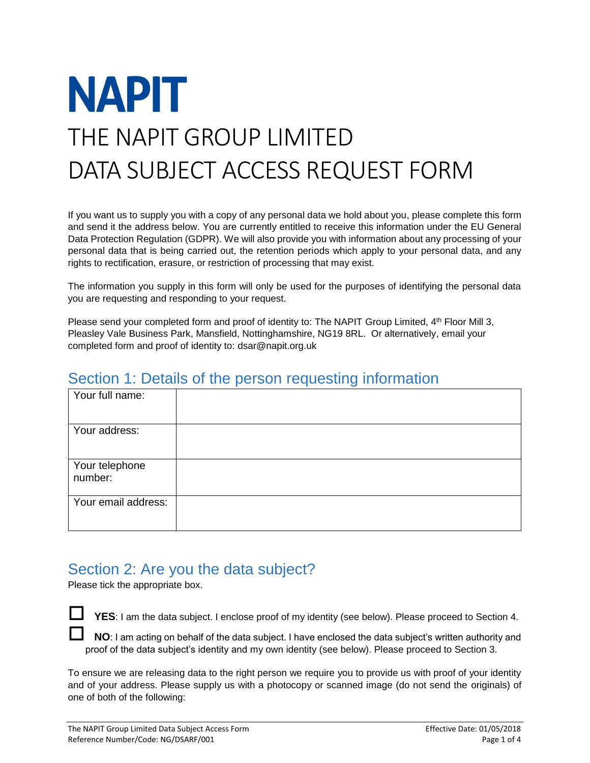# NAPIT

# THE NAPIT GROUP LIMITED DATA SUBJECT ACCESS REQUEST FORM

If you want us to supply you with a copy of any personal data we hold about you, please complete this form and send it the address below. You are currently entitled to receive this information under the EU General Data Protection Regulation (GDPR). We will also provide you with information about any processing of your personal data that is being carried out, the retention periods which apply to your personal data, and any rights to rectification, erasure, or restriction of processing that may exist.

The information you supply in this form will only be used for the purposes of identifying the personal data you are requesting and responding to your request.

Please send your completed form and proof of identity to: The NAPIT Group Limited, 4th Floor Mill 3, Pleasley Vale Business Park, Mansfield, Nottinghamshire, NG19 8RL. Or alternatively, email your completed form and proof of identity to: dsar@napit.org.uk

## Section 1: Details of the person requesting information

| Your full name: | |
|---|---|
| Your address: | |
| Your telephone number: | |
| Your email address: | |

## Section 2: Are you the data subject?

Please tick the appropriate box.

☐ **YES**: I am the data subject. I enclose proof of my identity (see below). Please proceed to Section 4.

☐ **NO**: I am acting on behalf of the data subject. I have enclosed the data subject's written authority and proof of the data subject's identity and my own identity (see below). Please proceed to Section 3.

To ensure we are releasing data to the right person we require you to provide us with proof of your identity and of your address. Please supply us with a photocopy or scanned image (do not send the originals) of one of both of the following: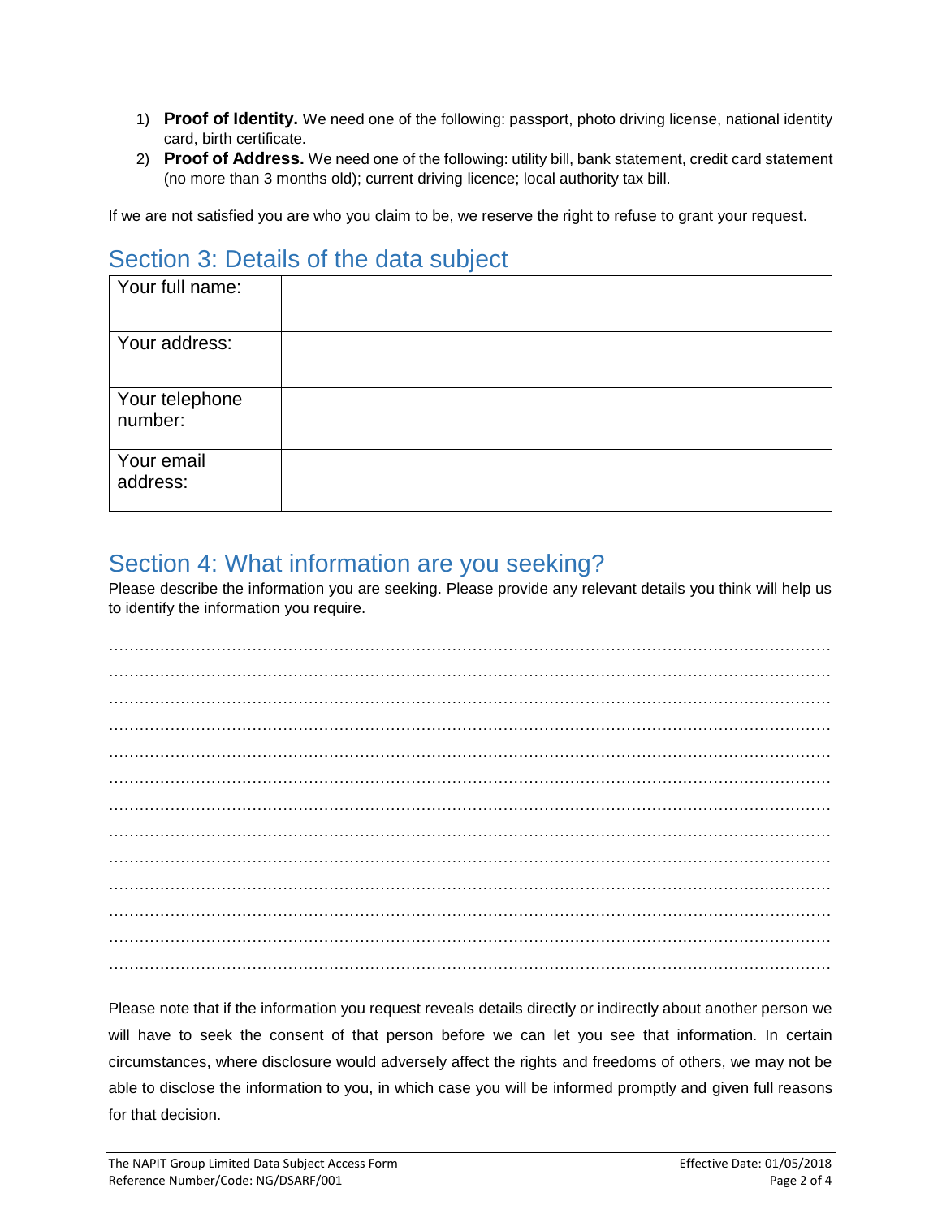1) **Proof of Identity.** We need one of the following: passport, photo driving license, national identity card, birth certificate.
2) **Proof of Address.** We need one of the following: utility bill, bank statement, credit card statement (no more than 3 months old); current driving licence; local authority tax bill.

If we are not satisfied you are who you claim to be, we reserve the right to refuse to grant your request.

## Section 3: Details of the data subject

| Your full name: | |
|---|---|
| Your address: | |
| Your telephone number: | |
| Your email address: | |

## Section 4: What information are you seeking?

Please describe the information you are seeking. Please provide any relevant details you think will help us to identify the information you require.

……………………………………………………………………………………………………………………
……………………………………………………………………………………………………………………
……………………………………………………………………………………………………………………
……………………………………………………………………………………………………………………
……………………………………………………………………………………………………………………
……………………………………………………………………………………………………………………
……………………………………………………………………………………………………………………
……………………………………………………………………………………………………………………
……………………………………………………………………………………………………………………
……………………………………………………………………………………………………………………
……………………………………………………………………………………………………………………
……………………………………………………………………………………………………………………
……………………………………………………………………………………………………………………

Please note that if the information you request reveals details directly or indirectly about another person we will have to seek the consent of that person before we can let you see that information. In certain circumstances, where disclosure would adversely affect the rights and freedoms of others, we may not be able to disclose the information to you, in which case you will be informed promptly and given full reasons for that decision.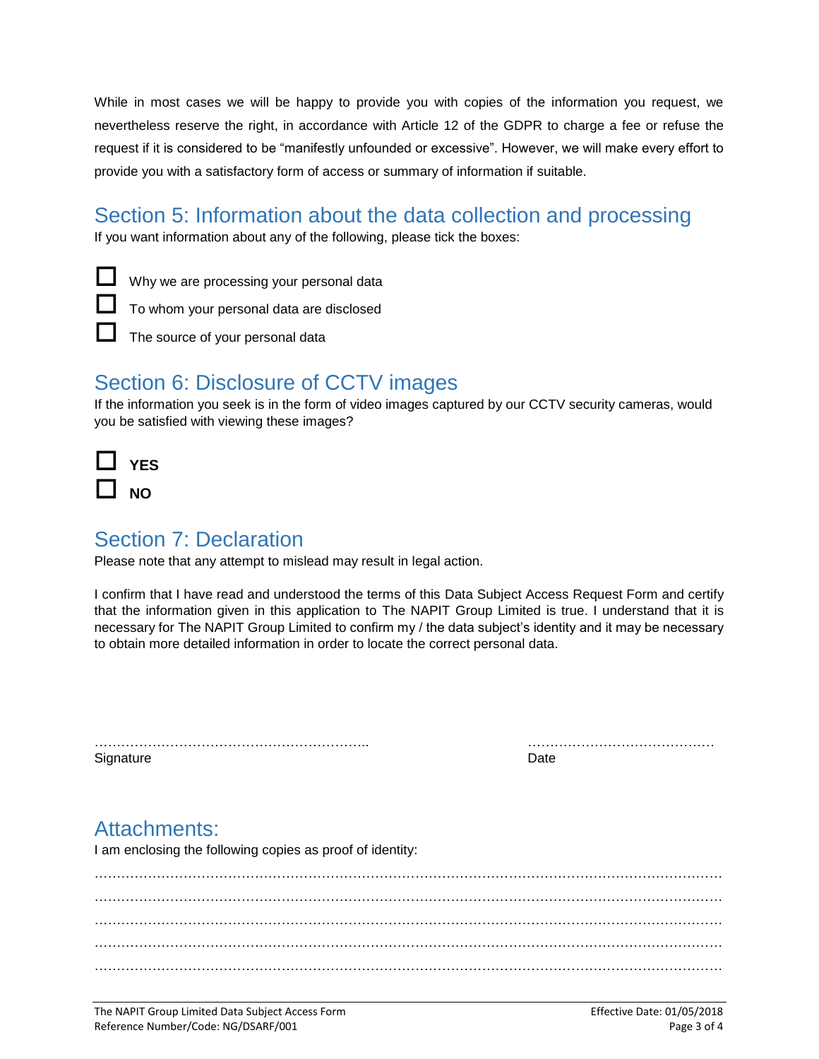While in most cases we will be happy to provide you with copies of the information you request, we nevertheless reserve the right, in accordance with Article 12 of the GDPR to charge a fee or refuse the request if it is considered to be "manifestly unfounded or excessive". However, we will make every effort to provide you with a satisfactory form of access or summary of information if suitable.

## Section 5: Information about the data collection and processing

If you want information about any of the following, please tick the boxes:

- ☐ Why we are processing your personal data
- ☐ To whom your personal data are disclosed
- ☐ The source of your personal data

## Section 6: Disclosure of CCTV images

If the information you seek is in the form of video images captured by our CCTV security cameras, would you be satisfied with viewing these images?

- ☐ **YES**
- ☐ **NO**

## Section 7: Declaration

Please note that any attempt to mislead may result in legal action.

I confirm that I have read and understood the terms of this Data Subject Access Request Form and certify that the information given in this application to The NAPIT Group Limited is true. I understand that it is necessary for The NAPIT Group Limited to confirm my / the data subject's identity and it may be necessary to obtain more detailed information in order to locate the correct personal data.

……………………………………………………..   ……………………………………

Signature   Date

## Attachments:

I am enclosing the following copies as proof of identity:

……………………………………………………………………………………………………………………

……………………………………………………………………………………………………………………

……………………………………………………………………………………………………………………

……………………………………………………………………………………………………………………

……………………………………………………………………………………………………………………

The NAPIT Group Limited Data Subject Access Form   Effective Date: 01/05/2018

Reference Number/Code: NG/DSARF/001